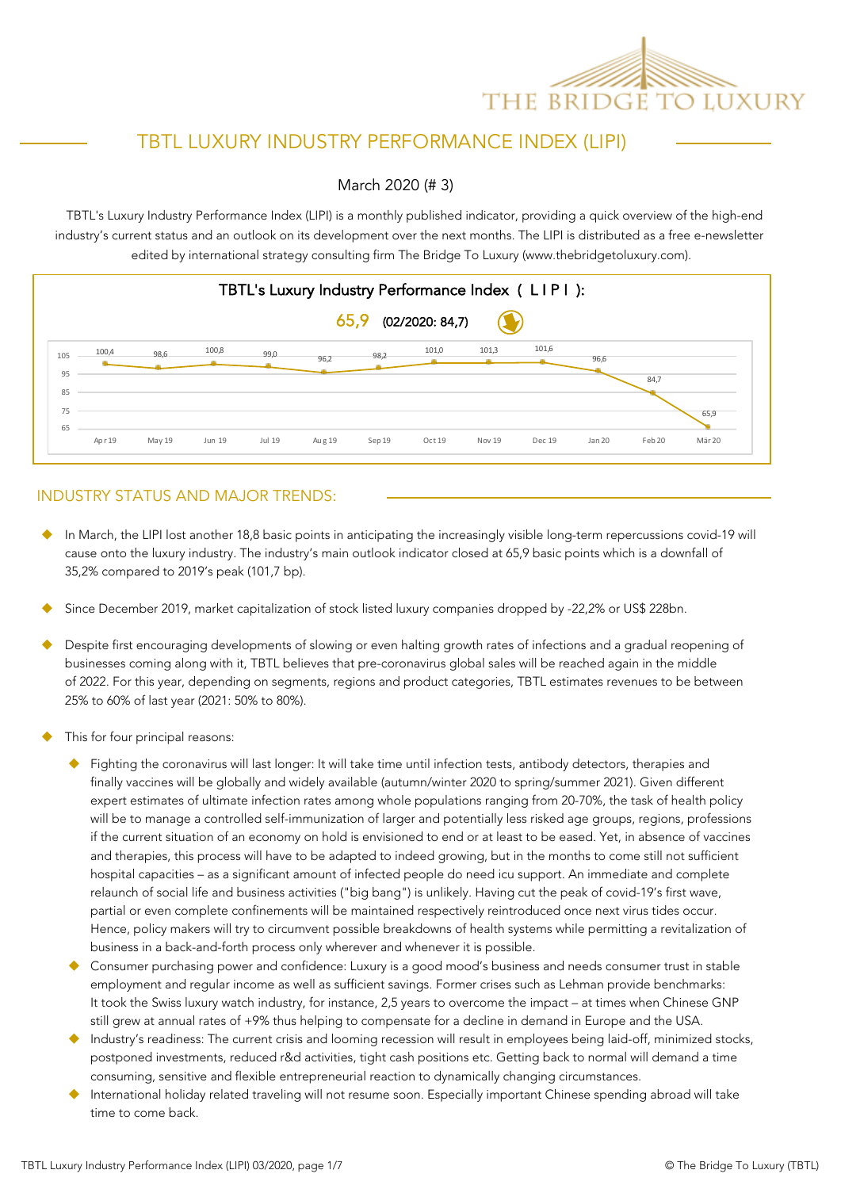THE BRIDGE TO LUXURY

# TBTL LUXURY INDUSTRY PERFORMANCE INDEX (LIPI)

March 2020 (# 3)

TBTL's Luxury Industry Performance Index (LIPI) is a monthly published indicator, providing a quick overview of the high-end industry's current status and an outlook on its development over the next months. The LIPI is distributed as a free e-newsletter edited by international strategy consulting firm The Bridge To Luxury (www.thebridgetoluxury.com).

TBTL's Luxury Industry Performance Index ( L I P I ):

65,9 (02/2020: 84,7)

105
95
85
75
65

100,4 98,6 100,8 99,0 96,2 98,2 101,0 101,3 101,6 96,6 84,7 65,9

Apr 19 May 19 Jun 19 Jul 19 Aug 19 Sep 19 Oct 19 Nov 19 Dec 19 Jan 20 Feb 20 Mär 20

## INDUSTRY STATUS AND MAJOR TRENDS:

- In March, the LIPI lost another 18,8 basic points in anticipating the increasingly visible long-term repercussions covid-19 will cause onto the luxury industry. The industry's main outlook indicator closed at 65,9 basic points which is a downfall of 35,2% compared to 2019's peak (101,7 bp).
- Since December 2019, market capitalization of stock listed luxury companies dropped by -22,2% or US$ 228bn.
- Despite first encouraging developments of slowing or even halting growth rates of infections and a gradual reopening of businesses coming along with it, TBTL believes that pre-coronavirus global sales will be reached again in the middle of 2022. For this year, depending on segments, regions and product categories, TBTL estimates revenues to be between 25% to 60% of last year (2021: 50% to 80%).
- This for four principal reasons:
  - Fighting the coronavirus will last longer: It will take time until infection tests, antibody detectors, therapies and finally vaccines will be globally and widely available (autumn/winter 2020 to spring/summer 2021). Given different expert estimates of ultimate infection rates among whole populations ranging from 20-70%, the task of health policy will be to manage a controlled self-immunization of larger and potentially less risked age groups, regions, professions if the current situation of an economy on hold is envisioned to end or at least to be eased. Yet, in absence of vaccines and therapies, this process will have to be adapted to indeed growing, but in the months to come still not sufficient hospital capacities – as a significant amount of infected people do need icu support. An immediate and complete relaunch of social life and business activities ("big bang") is unlikely. Having cut the peak of covid-19's first wave, partial or even complete confinements will be maintained respectively reintroduced once next virus tides occur. Hence, policy makers will try to circumvent possible breakdowns of health systems while permitting a revitalization of business in a back-and-forth process only wherever and whenever it is possible.
  - Consumer purchasing power and confidence: Luxury is a good mood's business and needs consumer trust in stable employment and regular income as well as sufficient savings. Former crises such as Lehman provide benchmarks: It took the Swiss luxury watch industry, for instance, 2,5 years to overcome the impact – at times when Chinese GNP still grew at annual rates of +9% thus helping to compensate for a decline in demand in Europe and the USA.
  - Industry's readiness: The current crisis and looming recession will result in employees being laid-off, minimized stocks, postponed investments, reduced r&d activities, tight cash positions etc. Getting back to normal will demand a time consuming, sensitive and flexible entrepreneurial reaction to dynamically changing circumstances.
  - International holiday related traveling will not resume soon. Especially important Chinese spending abroad will take time to come back.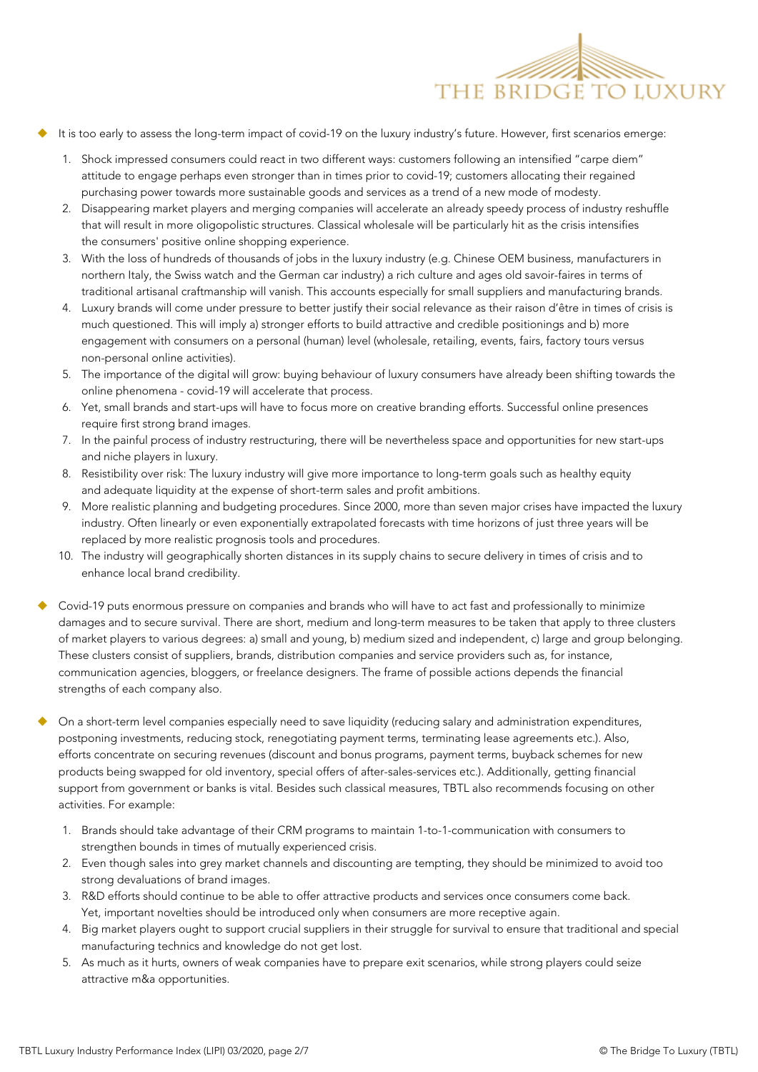- It is too early to assess the long-term impact of covid-19 on the luxury industry's future. However, first scenarios emerge:

  1. Shock impressed consumers could react in two different ways: customers following an intensified "carpe diem" attitude to engage perhaps even stronger than in times prior to covid-19; customers allocating their regained purchasing power towards more sustainable goods and services as a trend of a new mode of modesty.
  2. Disappearing market players and merging companies will accelerate an already speedy process of industry reshuffle that will result in more oligopolistic structures. Classical wholesale will be particularly hit as the crisis intensifies the consumers' positive online shopping experience.
  3. With the loss of hundreds of thousands of jobs in the luxury industry (e.g. Chinese OEM business, manufacturers in northern Italy, the Swiss watch and the German car industry) a rich culture and ages old savoir-faires in terms of traditional artisanal craftmanship will vanish. This accounts especially for small suppliers and manufacturing brands.
  4. Luxury brands will come under pressure to better justify their social relevance as their raison d'être in times of crisis is much questioned. This will imply a) stronger efforts to build attractive and credible positionings and b) more engagement with consumers on a personal (human) level (wholesale, retailing, events, fairs, factory tours versus non-personal online activities).
  5. The importance of the digital will grow: buying behaviour of luxury consumers have already been shifting towards the online phenomena - covid-19 will accelerate that process.
  6. Yet, small brands and start-ups will have to focus more on creative branding efforts. Successful online presences require first strong brand images.
  7. In the painful process of industry restructuring, there will be nevertheless space and opportunities for new start-ups and niche players in luxury.
  8. Resistibility over risk: The luxury industry will give more importance to long-term goals such as healthy equity and adequate liquidity at the expense of short-term sales and profit ambitions.
  9. More realistic planning and budgeting procedures. Since 2000, more than seven major crises have impacted the luxury industry. Often linearly or even exponentially extrapolated forecasts with time horizons of just three years will be replaced by more realistic prognosis tools and procedures.
  10. The industry will geographically shorten distances in its supply chains to secure delivery in times of crisis and to enhance local brand credibility.

- Covid-19 puts enormous pressure on companies and brands who will have to act fast and professionally to minimize damages and to secure survival. There are short, medium and long-term measures to be taken that apply to three clusters of market players to various degrees: a) small and young, b) medium sized and independent, c) large and group belonging. These clusters consist of suppliers, brands, distribution companies and service providers such as, for instance, communication agencies, bloggers, or freelance designers. The frame of possible actions depends the financial strengths of each company also.

- On a short-term level companies especially need to save liquidity (reducing salary and administration expenditures, postponing investments, reducing stock, renegotiating payment terms, terminating lease agreements etc.). Also, efforts concentrate on securing revenues (discount and bonus programs, payment terms, buyback schemes for new products being swapped for old inventory, special offers of after-sales-services etc.). Additionally, getting financial support from government or banks is vital. Besides such classical measures, TBTL also recommends focusing on other activities. For example:

  1. Brands should take advantage of their CRM programs to maintain 1-to-1-communication with consumers to strengthen bounds in times of mutually experienced crisis.
  2. Even though sales into grey market channels and discounting are tempting, they should be minimized to avoid too strong devaluations of brand images.
  3. R&D efforts should continue to be able to offer attractive products and services once consumers come back. Yet, important novelties should be introduced only when consumers are more receptive again.
  4. Big market players ought to support crucial suppliers in their struggle for survival to ensure that traditional and special manufacturing technics and knowledge do not get lost.
  5. As much as it hurts, owners of weak companies have to prepare exit scenarios, while strong players could seize attractive m&a opportunities.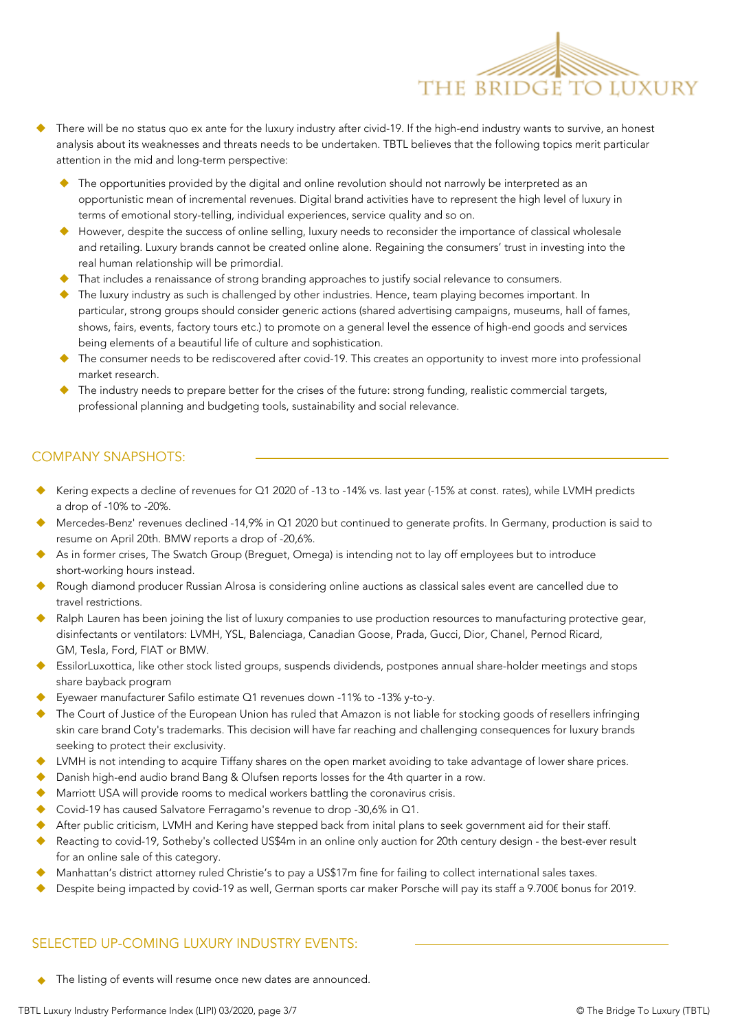- There will be no status quo ex ante for the luxury industry after civid-19. If the high-end industry wants to survive, an honest analysis about its weaknesses and threats needs to be undertaken. TBTL believes that the following topics merit particular attention in the mid and long-term perspective:
  - The opportunities provided by the digital and online revolution should not narrowly be interpreted as an opportunistic mean of incremental revenues. Digital brand activities have to represent the high level of luxury in terms of emotional story-telling, individual experiences, service quality and so on.
  - However, despite the success of online selling, luxury needs to reconsider the importance of classical wholesale and retailing. Luxury brands cannot be created online alone. Regaining the consumers' trust in investing into the real human relationship will be primordial.
  - That includes a renaissance of strong branding approaches to justify social relevance to consumers.
  - The luxury industry as such is challenged by other industries. Hence, team playing becomes important. In particular, strong groups should consider generic actions (shared advertising campaigns, museums, hall of fames, shows, fairs, events, factory tours etc.) to promote on a general level the essence of high-end goods and services being elements of a beautiful life of culture and sophistication.
  - The consumer needs to be rediscovered after covid-19. This creates an opportunity to invest more into professional market research.
  - The industry needs to prepare better for the crises of the future: strong funding, realistic commercial targets, professional planning and budgeting tools, sustainability and social relevance.

## COMPANY SNAPSHOTS:

- Kering expects a decline of revenues for Q1 2020 of -13 to -14% vs. last year (-15% at const. rates), while LVMH predicts a drop of -10% to -20%.
- Mercedes-Benz' revenues declined -14,9% in Q1 2020 but continued to generate profits. In Germany, production is said to resume on April 20th. BMW reports a drop of -20,6%.
- As in former crises, The Swatch Group (Breguet, Omega) is intending not to lay off employees but to introduce short-working hours instead.
- Rough diamond producer Russian Alrosa is considering online auctions as classical sales event are cancelled due to travel restrictions.
- Ralph Lauren has been joining the list of luxury companies to use production resources to manufacturing protective gear, disinfectants or ventilators: LVMH, YSL, Balenciaga, Canadian Goose, Prada, Gucci, Dior, Chanel, Pernod Ricard, GM, Tesla, Ford, FIAT or BMW.
- EssilorLuxottica, like other stock listed groups, suspends dividends, postpones annual share-holder meetings and stops share bayback program
- Eyewaer manufacturer Safilo estimate Q1 revenues down -11% to -13% y-to-y.
- The Court of Justice of the European Union has ruled that Amazon is not liable for stocking goods of resellers infringing skin care brand Coty's trademarks. This decision will have far reaching and challenging consequences for luxury brands seeking to protect their exclusivity.
- LVMH is not intending to acquire Tiffany shares on the open market avoiding to take advantage of lower share prices.
- Danish high-end audio brand Bang & Olufsen reports losses for the 4th quarter in a row.
- Marriott USA will provide rooms to medical workers battling the coronavirus crisis.
- Covid-19 has caused Salvatore Ferragamo's revenue to drop -30,6% in Q1.
- After public criticism, LVMH and Kering have stepped back from inital plans to seek government aid for their staff.
- Reacting to covid-19, Sotheby's collected US$4m in an online only auction for 20th century design - the best-ever result for an online sale of this category.
- Manhattan's district attorney ruled Christie's to pay a US$17m fine for failing to collect international sales taxes.
- Despite being impacted by covid-19 as well, German sports car maker Porsche will pay its staff a 9.700€ bonus for 2019.

## SELECTED UP-COMING LUXURY INDUSTRY EVENTS:

- The listing of events will resume once new dates are announced.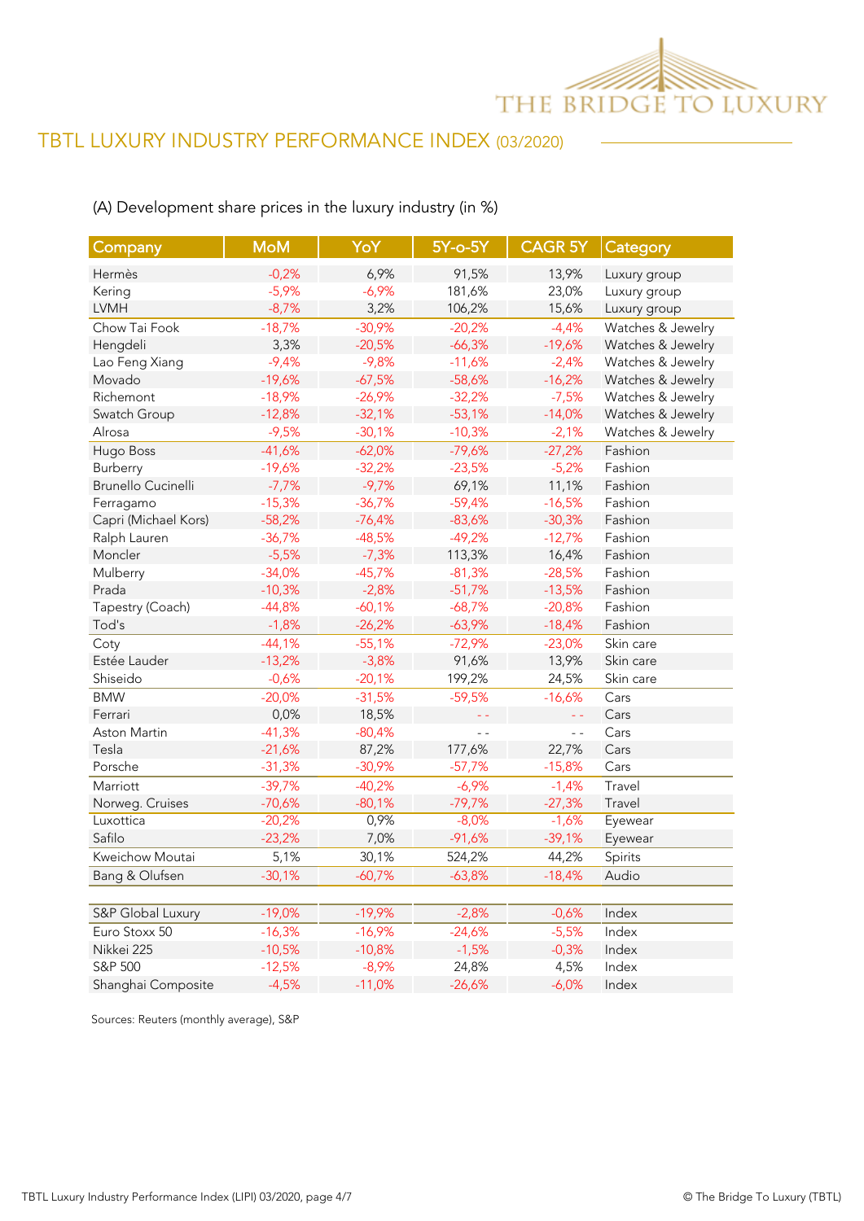# TBTL LUXURY INDUSTRY PERFORMANCE INDEX (03/2020)

(A) Development share prices in the luxury industry (in %)

| Company | MoM | YoY | 5Y-o-5Y | CAGR 5Y | Category |
|---|---|---|---|---|---|
| Hermès | -0,2% | 6,9% | 91,5% | 13,9% | Luxury group |
| Kering | -5,9% | -6,9% | 181,6% | 23,0% | Luxury group |
| LVMH | -8,7% | 3,2% | 106,2% | 15,6% | Luxury group |
| Chow Tai Fook | -18,7% | -30,9% | -20,2% | -4,4% | Watches & Jewelry |
| Hengdeli | 3,3% | -20,5% | -66,3% | -19,6% | Watches & Jewelry |
| Lao Feng Xiang | -9,4% | -9,8% | -11,6% | -2,4% | Watches & Jewelry |
| Movado | -19,6% | -67,5% | -58,6% | -16,2% | Watches & Jewelry |
| Richemont | -18,9% | -26,9% | -32,2% | -7,5% | Watches & Jewelry |
| Swatch Group | -12,8% | -32,1% | -53,1% | -14,0% | Watches & Jewelry |
| Alrosa | -9,5% | -30,1% | -10,3% | -2,1% | Watches & Jewelry |
| Hugo Boss | -41,6% | -62,0% | -79,6% | -27,2% | Fashion |
| Burberry | -19,6% | -32,2% | -23,5% | -5,2% | Fashion |
| Brunello Cucinelli | -7,7% | -9,7% | 69,1% | 11,1% | Fashion |
| Ferragamo | -15,3% | -36,7% | -59,4% | -16,5% | Fashion |
| Capri (Michael Kors) | -58,2% | -76,4% | -83,6% | -30,3% | Fashion |
| Ralph Lauren | -36,7% | -48,5% | -49,2% | -12,7% | Fashion |
| Moncler | -5,5% | -7,3% | 113,3% | 16,4% | Fashion |
| Mulberry | -34,0% | -45,7% | -81,3% | -28,5% | Fashion |
| Prada | -10,3% | -2,8% | -51,7% | -13,5% | Fashion |
| Tapestry (Coach) | -44,8% | -60,1% | -68,7% | -20,8% | Fashion |
| Tod's | -1,8% | -26,2% | -63,9% | -18,4% | Fashion |
| Coty | -44,1% | -55,1% | -72,9% | -23,0% | Skin care |
| Estée Lauder | -13,2% | -3,8% | 91,6% | 13,9% | Skin care |
| Shiseido | -0,6% | -20,1% | 199,2% | 24,5% | Skin care |
| BMW | -20,0% | -31,5% | -59,5% | -16,6% | Cars |
| Ferrari | 0,0% | 18,5% | - - | - - | Cars |
| Aston Martin | -41,3% | -80,4% | - - | - - | Cars |
| Tesla | -21,6% | 87,2% | 177,6% | 22,7% | Cars |
| Porsche | -31,3% | -30,9% | -57,7% | -15,8% | Cars |
| Marriott | -39,7% | -40,2% | -6,9% | -1,4% | Travel |
| Norweg. Cruises | -70,6% | -80,1% | -79,7% | -27,3% | Travel |
| Luxottica | -20,2% | 0,9% | -8,0% | -1,6% | Eyewear |
| Safilo | -23,2% | 7,0% | -91,6% | -39,1% | Eyewear |
| Kweichow Moutai | 5,1% | 30,1% | 524,2% | 44,2% | Spirits |
| Bang & Olufsen | -30,1% | -60,7% | -63,8% | -18,4% | Audio |
| | | | | | |
| S&P Global Luxury | -19,0% | -19,9% | -2,8% | -0,6% | Index |
| Euro Stoxx 50 | -16,3% | -16,9% | -24,6% | -5,5% | Index |
| Nikkei 225 | -10,5% | -10,8% | -1,5% | -0,3% | Index |
| S&P 500 | -12,5% | -8,9% | 24,8% | 4,5% | Index |
| Shanghai Composite | -4,5% | -11,0% | -26,6% | -6,0% | Index |

Sources: Reuters (monthly average), S&P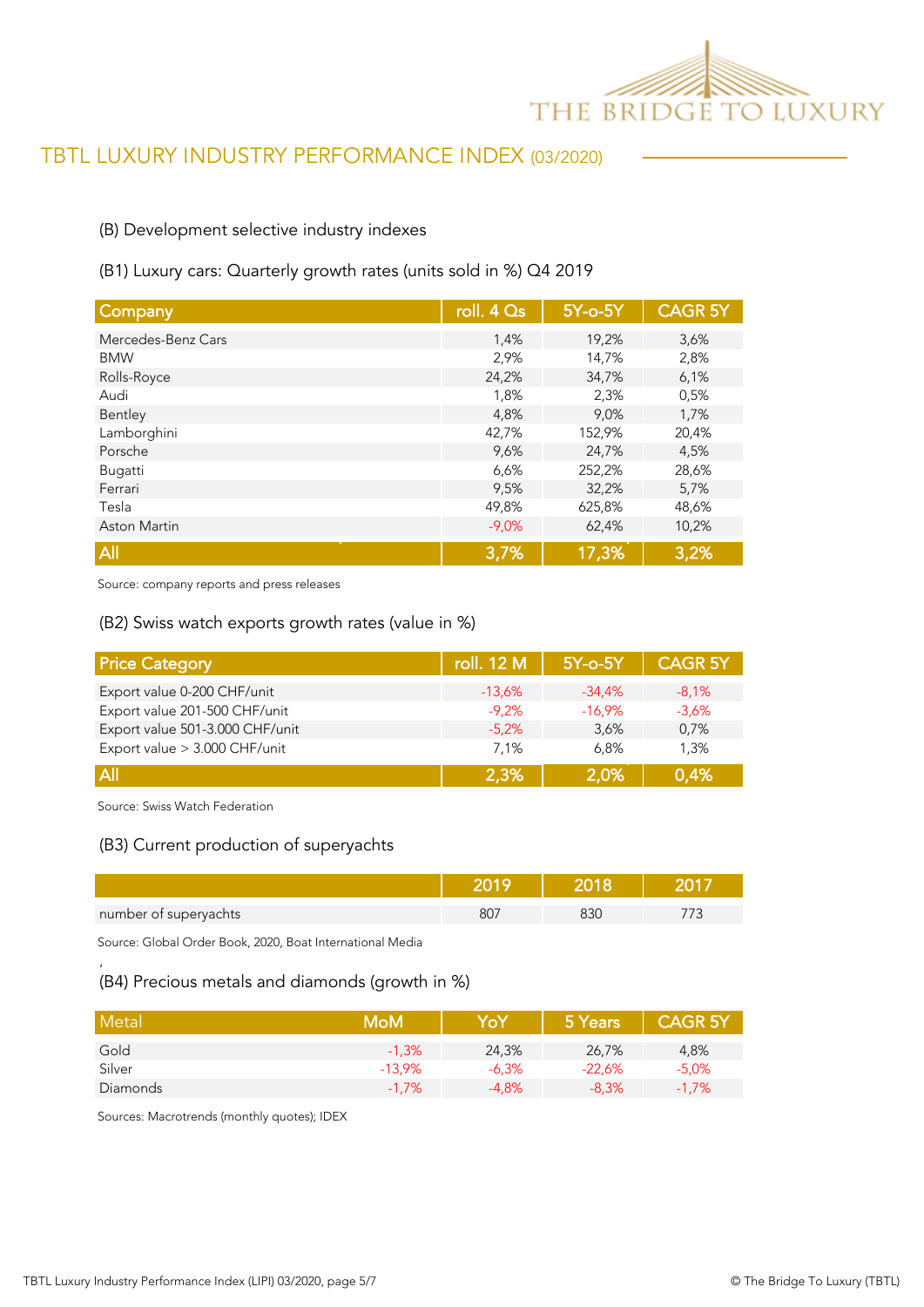## TBTL LUXURY INDUSTRY PERFORMANCE INDEX (03/2020)

### (B) Development selective industry indexes

#### (B1) Luxury cars: Quarterly growth rates (units sold in %) Q4 2019

| Company | roll. 4 Qs | 5Y-o-5Y | CAGR 5Y |
|---|---|---|---|
| Mercedes-Benz Cars | 1,4% | 19,2% | 3,6% |
| BMW | 2,9% | 14,7% | 2,8% |
| Rolls-Royce | 24,2% | 34,7% | 6,1% |
| Audi | 1,8% | 2,3% | 0,5% |
| Bentley | 4,8% | 9,0% | 1,7% |
| Lamborghini | 42,7% | 152,9% | 20,4% |
| Porsche | 9,6% | 24,7% | 4,5% |
| Bugatti | 6,6% | 252,2% | 28,6% |
| Ferrari | 9,5% | 32,2% | 5,7% |
| Tesla | 49,8% | 625,8% | 48,6% |
| Aston Martin | -9,0% | 62,4% | 10,2% |
| **All** | **3,7%** | **17,3%** | **3,2%** |

Source: company reports and press releases

#### (B2) Swiss watch exports growth rates (value in %)

| Price Category | roll. 12 M | 5Y-o-5Y | CAGR 5Y |
|---|---|---|---|
| Export value 0-200 CHF/unit | -13,6% | -34,4% | -8,1% |
| Export value 201-500 CHF/unit | -9,2% | -16,9% | -3,6% |
| Export value 501-3.000 CHF/unit | -5,2% | 3,6% | 0,7% |
| Export value > 3.000 CHF/unit | 7,1% | 6,8% | 1,3% |
| **All** | **2,3%** | **2,0%** | **0,4%** |

Source: Swiss Watch Federation

#### (B3) Current production of superyachts

| | 2019 | 2018 | 2017 |
|---|---|---|---|
| number of superyachts | 807 | 830 | 773 |

Source: Global Order Book, 2020, Boat International Media

#### (B4) Precious metals and diamonds (growth in %)

| Metal | MoM | YoY | 5 Years | CAGR 5Y |
|---|---|---|---|---|
| Gold | -1,3% | 24,3% | 26,7% | 4,8% |
| Silver | -13,9% | -6,3% | -22,6% | -5,0% |
| Diamonds | -1,7% | -4,8% | -8,3% | -1,7% |

Sources: Macrotrends (monthly quotes); IDEX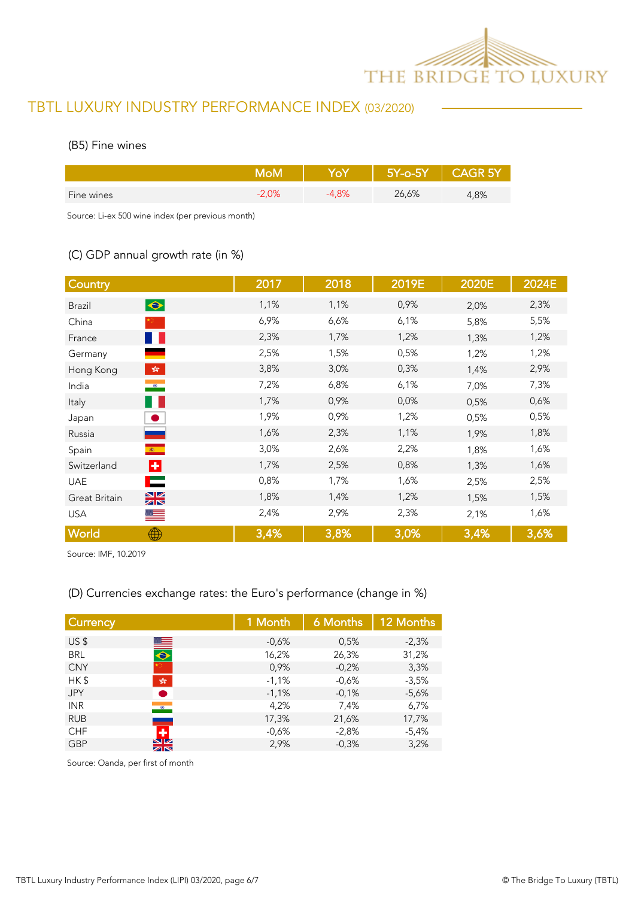## TBTL LUXURY INDUSTRY PERFORMANCE INDEX (03/2020)

### (B5) Fine wines

| | MoM | YoY | 5Y-o-5Y | CAGR 5Y |
|---|---|---|---|---|
| Fine wines | -2,0% | -4,8% | 26,6% | 4,8% |

Source: Li-ex 500 wine index (per previous month)

### (C) GDP annual growth rate (in %)

| Country | 2017 | 2018 | 2019E | 2020E | 2024E |
|---|---|---|---|---|---|
| Brazil | 1,1% | 1,1% | 0,9% | 2,0% | 2,3% |
| China | 6,9% | 6,6% | 6,1% | 5,8% | 5,5% |
| France | 2,3% | 1,7% | 1,2% | 1,3% | 1,2% |
| Germany | 2,5% | 1,5% | 0,5% | 1,2% | 1,2% |
| Hong Kong | 3,8% | 3,0% | 0,3% | 1,4% | 2,9% |
| India | 7,2% | 6,8% | 6,1% | 7,0% | 7,3% |
| Italy | 1,7% | 0,9% | 0,0% | 0,5% | 0,6% |
| Japan | 1,9% | 0,9% | 1,2% | 0,5% | 0,5% |
| Russia | 1,6% | 2,3% | 1,1% | 1,9% | 1,8% |
| Spain | 3,0% | 2,6% | 2,2% | 1,8% | 1,6% |
| Switzerland | 1,7% | 2,5% | 0,8% | 1,3% | 1,6% |
| UAE | 0,8% | 1,7% | 1,6% | 2,5% | 2,5% |
| Great Britain | 1,8% | 1,4% | 1,2% | 1,5% | 1,5% |
| USA | 2,4% | 2,9% | 2,3% | 2,1% | 1,6% |
| World | 3,4% | 3,8% | 3,0% | 3,4% | 3,6% |

Source: IMF, 10.2019

### (D) Currencies exchange rates: the Euro's performance (change in %)

| Currency | 1 Month | 6 Months | 12 Months |
|---|---|---|---|
| US $ | -0,6% | 0,5% | -2,3% |
| BRL | 16,2% | 26,3% | 31,2% |
| CNY | 0,9% | -0,2% | 3,3% |
| HK $ | -1,1% | -0,6% | -3,5% |
| JPY | -1,1% | -0,1% | -5,6% |
| INR | 4,2% | 7,4% | 6,7% |
| RUB | 17,3% | 21,6% | 17,7% |
| CHF | -0,6% | -2,8% | -5,4% |
| GBP | 2,9% | -0,3% | 3,2% |

Source: Oanda, per first of month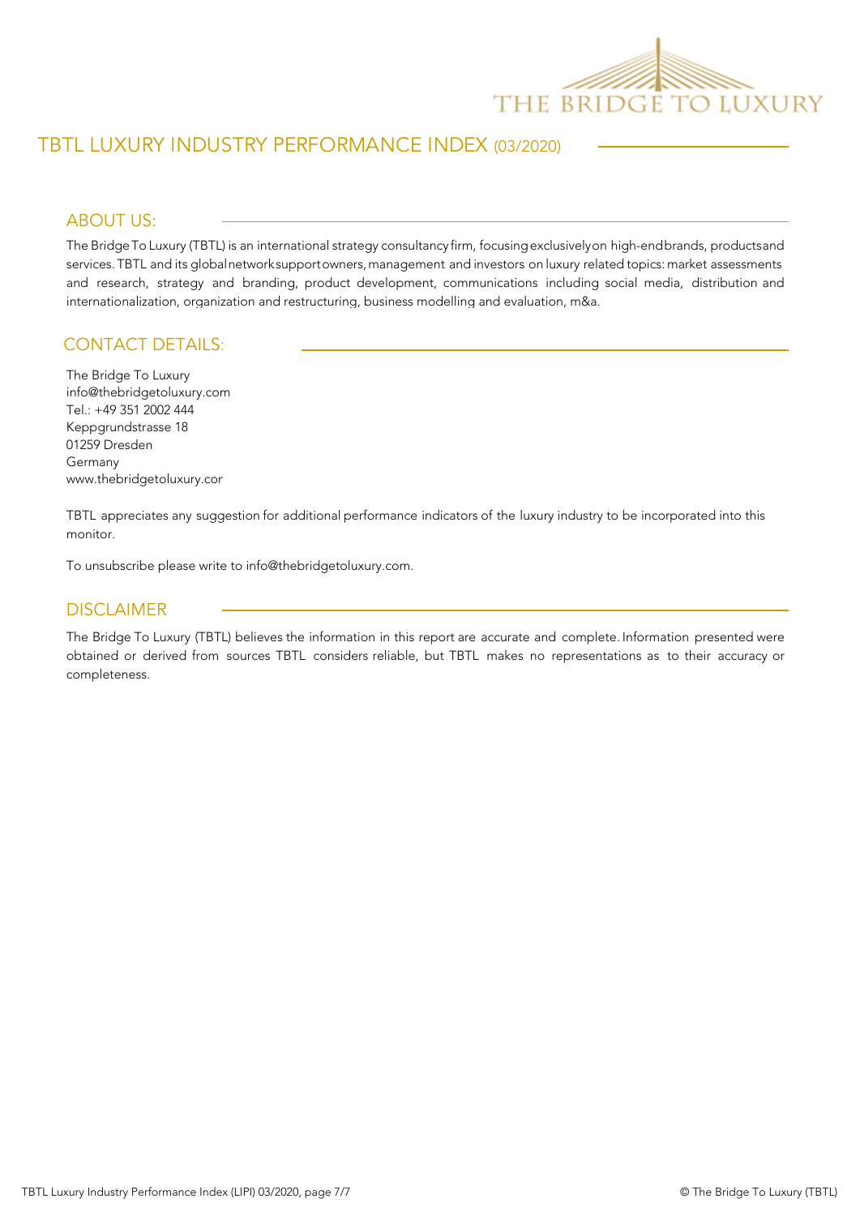# TBTL LUXURY INDUSTRY PERFORMANCE INDEX (03/2020)

## ABOUT US:

The Bridge To Luxury (TBTL) is an international strategy consultancy firm, focusing exclusively on high-end brands, products and services. TBTL and its global network support owners, management and investors on luxury related topics: market assessments and research, strategy and branding, product development, communications including social media, distribution and internationalization, organization and restructuring, business modelling and evaluation, m&a.

## CONTACT DETAILS:

The Bridge To Luxury
info@thebridgetoluxury.com
Tel.: +49 351 2002 444
Keppgrundstrasse 18
01259 Dresden
Germany
www.thebridgetoluxury.cor

TBTL appreciates any suggestion for additional performance indicators of the luxury industry to be incorporated into this monitor.

To unsubscribe please write to info@thebridgetoluxury.com.

## DISCLAIMER

The Bridge To Luxury (TBTL) believes the information in this report are accurate and complete. Information presented were obtained or derived from sources TBTL considers reliable, but TBTL makes no representations as to their accuracy or completeness.